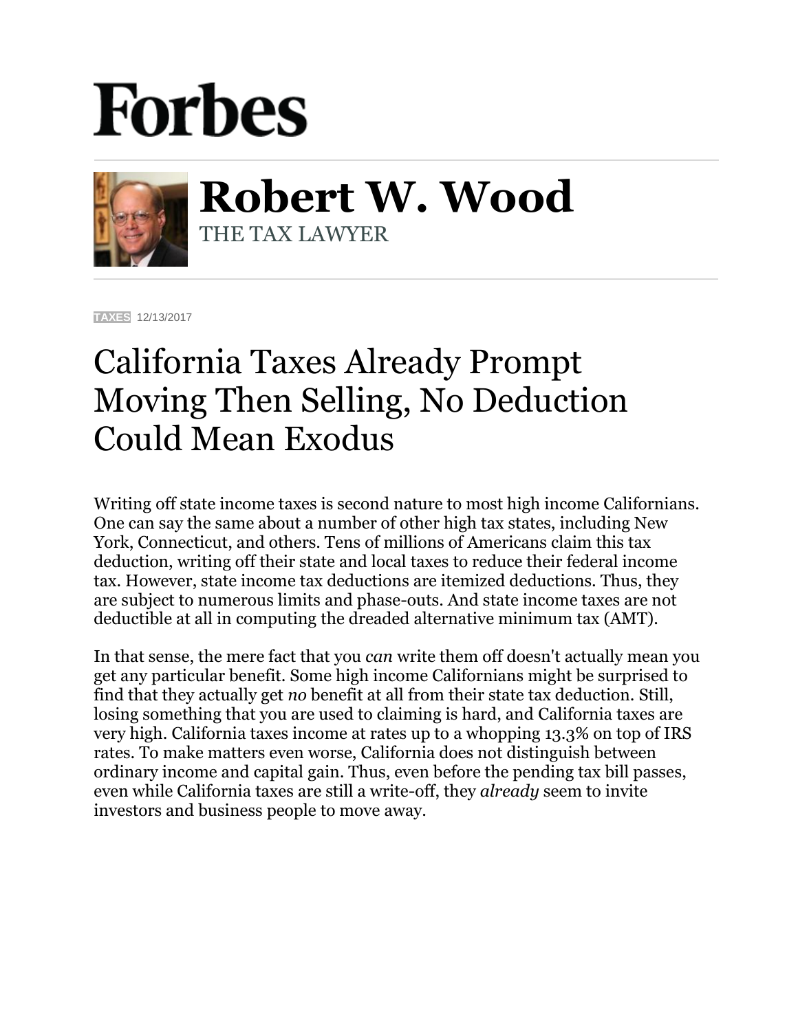# Forbes

## Robert W. Wood

THE TAX LAWYER

**TAXES** 12/13/2017

# California Taxes Already Prompt Moving Then Selling, No Deduction Could Mean Exodus

Writing off state income taxes is second nature to most high income Californians. One can say the same about a number of other high tax states, including New York, Connecticut, and others. Tens of millions of Americans claim this tax deduction, writing off their state and local taxes to reduce their federal income tax. However, state income tax deductions are itemized deductions. Thus, they are subject to numerous limits and phase-outs. And state income taxes are not deductible at all in computing the dreaded alternative minimum tax (AMT).

In that sense, the mere fact that you *can* write them off doesn't actually mean you get any particular benefit. Some high income Californians might be surprised to find that they actually get *no* benefit at all from their state tax deduction. Still, losing something that you are used to claiming is hard, and California taxes are very high. California taxes income at rates up to a whopping 13.3% on top of IRS rates. To make matters even worse, California does not distinguish between ordinary income and capital gain. Thus, even before the pending tax bill passes, even while California taxes are still a write-off, they *already* seem to invite investors and business people to move away.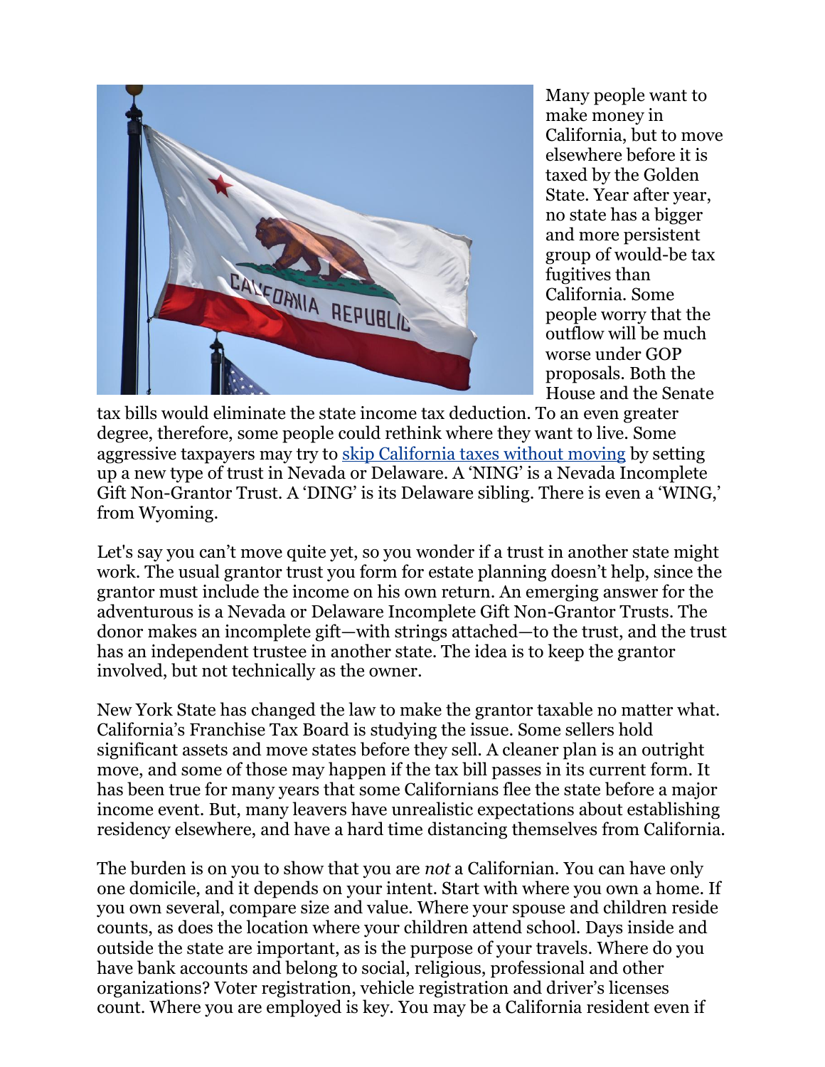Many people want to make money in California, but to move elsewhere before it is taxed by the Golden State. Year after year, no state has a bigger and more persistent group of would-be tax fugitives than California. Some people worry that the outflow will be much worse under GOP proposals. Both the House and the Senate tax bills would eliminate the state income tax deduction. To an even greater degree, therefore, some people could rethink where they want to live. Some aggressive taxpayers may try to skip California taxes without moving by setting up a new type of trust in Nevada or Delaware. A 'NING' is a Nevada Incomplete Gift Non-Grantor Trust. A 'DING' is its Delaware sibling. There is even a 'WING,' from Wyoming.

Let's say you can't move quite yet, so you wonder if a trust in another state might work. The usual grantor trust you form for estate planning doesn't help, since the grantor must include the income on his own return. An emerging answer for the adventurous is a Nevada or Delaware Incomplete Gift Non-Grantor Trusts. The donor makes an incomplete gift—with strings attached—to the trust, and the trust has an independent trustee in another state. The idea is to keep the grantor involved, but not technically as the owner.

New York State has changed the law to make the grantor taxable no matter what. California's Franchise Tax Board is studying the issue. Some sellers hold significant assets and move states before they sell. A cleaner plan is an outright move, and some of those may happen if the tax bill passes in its current form. It has been true for many years that some Californians flee the state before a major income event. But, many leavers have unrealistic expectations about establishing residency elsewhere, and have a hard time distancing themselves from California.

The burden is on you to show that you are *not* a Californian. You can have only one domicile, and it depends on your intent. Start with where you own a home. If you own several, compare size and value. Where your spouse and children reside counts, as does the location where your children attend school. Days inside and outside the state are important, as is the purpose of your travels. Where do you have bank accounts and belong to social, religious, professional and other organizations? Voter registration, vehicle registration and driver's licenses count. Where you are employed is key. You may be a California resident even if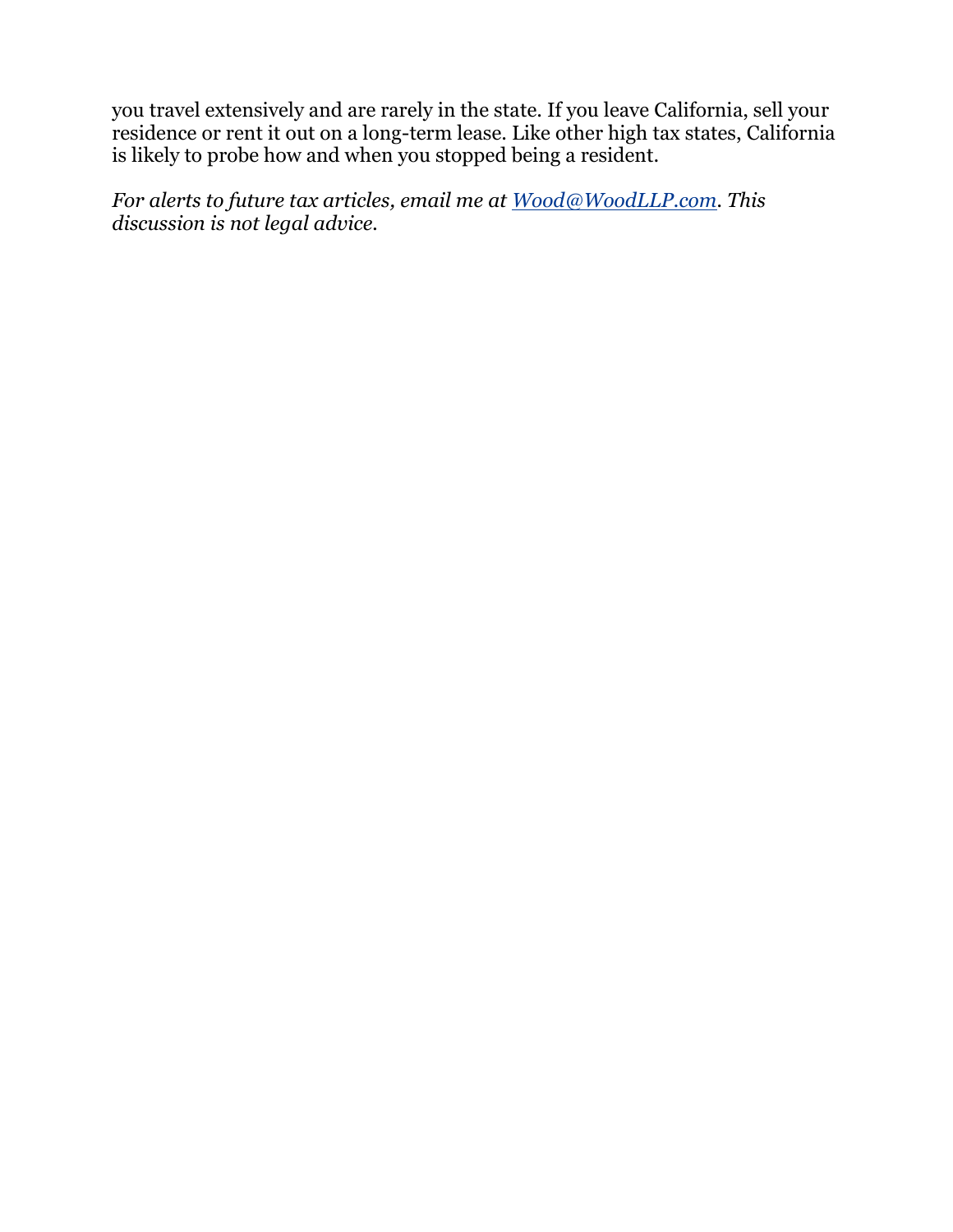you travel extensively and are rarely in the state. If you leave California, sell your residence or rent it out on a long-term lease. Like other high tax states, California is likely to probe how and when you stopped being a resident.

*For alerts to future tax articles, email me at [Wood@WoodLLP.com](mailto:Wood@WoodLLP.com). This discussion is not legal advice.*